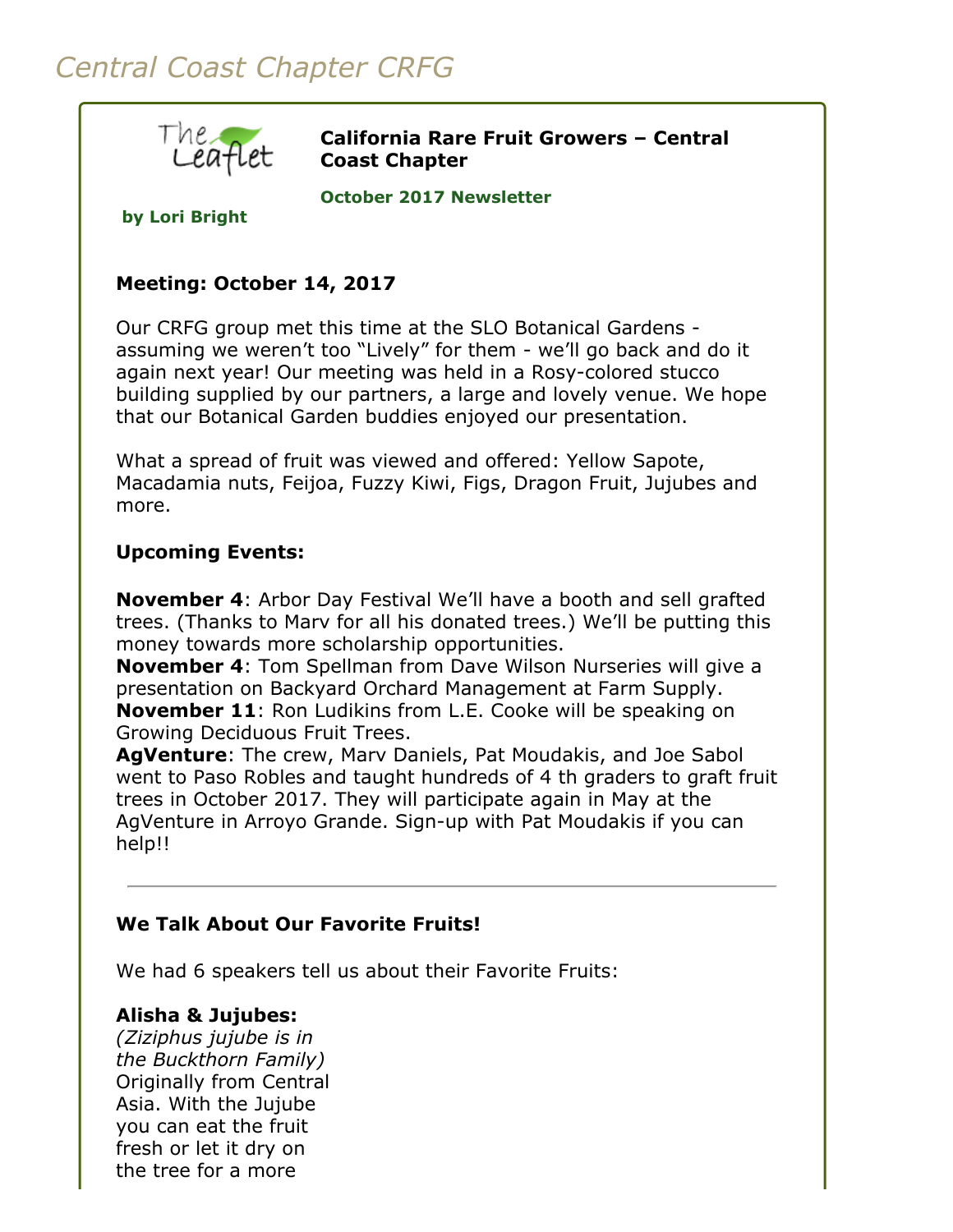# Central Coast Chapter CRFG

**California Rare Fruit Growers – Central Coast Chapter**

**October 2017 Newsletter**

**by Lori Bright**

**Meeting: October 14, 2017**

Our CRFG group met this time at the SLO Botanical Gardens - assuming we weren't too "Lively" for them - we'll go back and do it again next year! Our meeting was held in a Rosy-colored stucco building supplied by our partners, a large and lovely venue. We hope that our Botanical Garden buddies enjoyed our presentation.

What a spread of fruit was viewed and offered: Yellow Sapote, Macadamia nuts, Feijoa, Fuzzy Kiwi, Figs, Dragon Fruit, Jujubes and more.

**Upcoming Events:**

**November 4**: Arbor Day Festival We'll have a booth and sell grafted trees. (Thanks to Marv for all his donated trees.) We'll be putting this money towards more scholarship opportunities.
**November 4**: Tom Spellman from Dave Wilson Nurseries will give a presentation on Backyard Orchard Management at Farm Supply.
**November 11**: Ron Ludikins from L.E. Cooke will be speaking on Growing Deciduous Fruit Trees.
**AgVenture**: The crew, Marv Daniels, Pat Moudakis, and Joe Sabol went to Paso Robles and taught hundreds of 4 th graders to graft fruit trees in October 2017. They will participate again in May at the AgVenture in Arroyo Grande. Sign-up with Pat Moudakis if you can help!!

---

**We Talk About Our Favorite Fruits!**

We had 6 speakers tell us about their Favorite Fruits:

**Alisha & Jujubes:**
*(Ziziphus jujube is in the Buckthorn Family)*
Originally from Central Asia. With the Jujube you can eat the fruit fresh or let it dry on the tree for a more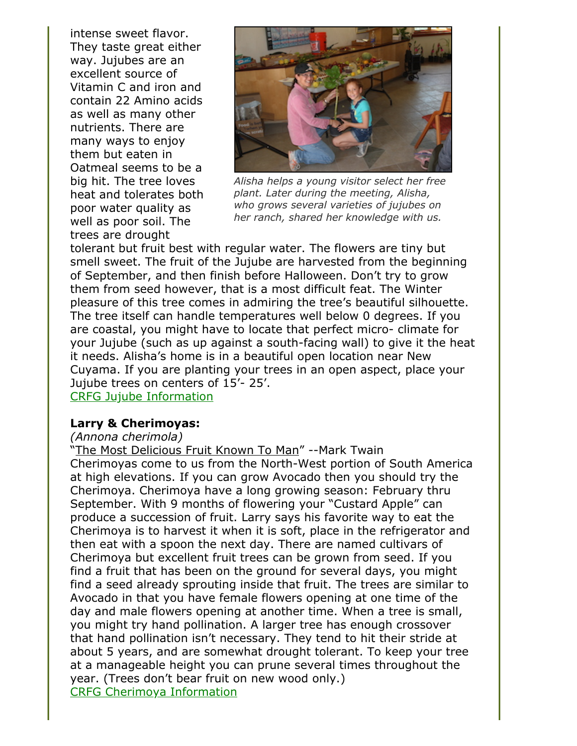intense sweet flavor. They taste great either way. Jujubes are an excellent source of Vitamin C and iron and contain 22 Amino acids as well as many other nutrients. There are many ways to enjoy them but eaten in Oatmeal seems to be a big hit. The tree loves heat and tolerates both poor water quality as well as poor soil. The trees are drought tolerant but fruit best with regular water. The flowers are tiny but smell sweet. The fruit of the Jujube are harvested from the beginning of September, and then finish before Halloween. Don't try to grow them from seed however, that is a most difficult feat. The Winter pleasure of this tree comes in admiring the tree's beautiful silhouette. The tree itself can handle temperatures well below 0 degrees. If you are coastal, you might have to locate that perfect micro- climate for your Jujube (such as up against a south-facing wall) to give it the heat it needs. Alisha's home is in a beautiful open location near New Cuyama. If you are planting your trees in an open aspect, place your Jujube trees on centers of 15'- 25'.

*Alisha helps a young visitor select her free plant. Later during the meeting, Alisha, who grows several varieties of jujubes on her ranch, shared her knowledge with us.*

CRFG Jujube Information

**Larry & Cherimoyas:**

*(Annona cherimola)*

"The Most Delicious Fruit Known To Man" --Mark Twain

Cherimoyas come to us from the North-West portion of South America at high elevations. If you can grow Avocado then you should try the Cherimoya. Cherimoya have a long growing season: February thru September. With 9 months of flowering your "Custard Apple" can produce a succession of fruit. Larry says his favorite way to eat the Cherimoya is to harvest it when it is soft, place in the refrigerator and then eat with a spoon the next day. There are named cultivars of Cherimoya but excellent fruit trees can be grown from seed. If you find a fruit that has been on the ground for several days, you might find a seed already sprouting inside that fruit. The trees are similar to Avocado in that you have female flowers opening at one time of the day and male flowers opening at another time. When a tree is small, you might try hand pollination. A larger tree has enough crossover that hand pollination isn't necessary. They tend to hit their stride at about 5 years, and are somewhat drought tolerant. To keep your tree at a manageable height you can prune several times throughout the year. (Trees don't bear fruit on new wood only.)

CRFG Cherimoya Information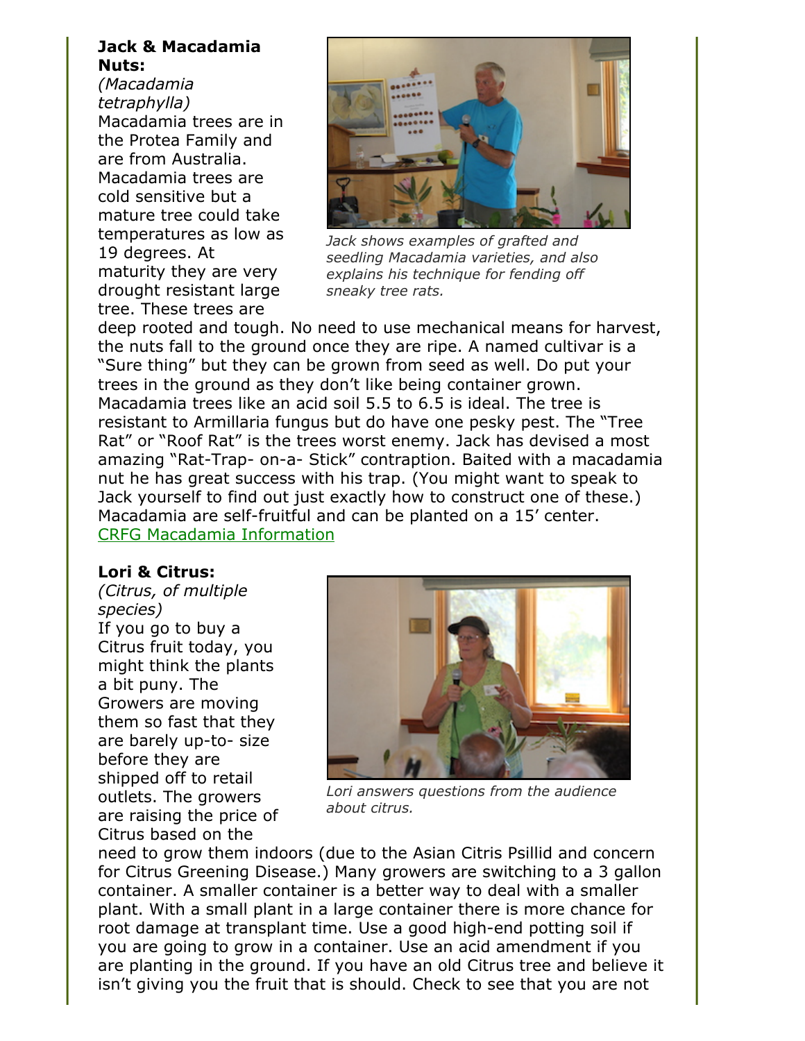**Jack & Macadamia Nuts:**

*(Macadamia tetraphylla)*

Macadamia trees are in the Protea Family and are from Australia. Macadamia trees are cold sensitive but a mature tree could take temperatures as low as 19 degrees. At maturity they are very drought resistant large tree. These trees are deep rooted and tough. No need to use mechanical means for harvest, the nuts fall to the ground once they are ripe. A named cultivar is a "Sure thing" but they can be grown from seed as well. Do put your trees in the ground as they don't like being container grown. Macadamia trees like an acid soil 5.5 to 6.5 is ideal. The tree is resistant to Armillaria fungus but do have one pesky pest. The "Tree Rat" or "Roof Rat" is the trees worst enemy. Jack has devised a most amazing "Rat-Trap- on-a- Stick" contraption. Baited with a macadamia nut he has great success with his trap. (You might want to speak to Jack yourself to find out just exactly how to construct one of these.) Macadamia are self-fruitful and can be planted on a 15' center.

CRFG Macadamia Information

*Jack shows examples of grafted and seedling Macadamia varieties, and also explains his technique for fending off sneaky tree rats.*

**Lori & Citrus:**

*(Citrus, of multiple species)*

If you go to buy a Citrus fruit today, you might think the plants a bit puny. The Growers are moving them so fast that they are barely up-to- size before they are shipped off to retail outlets. The growers are raising the price of Citrus based on the need to grow them indoors (due to the Asian Citris Psillid and concern for Citrus Greening Disease.) Many growers are switching to a 3 gallon container. A smaller container is a better way to deal with a smaller plant. With a small plant in a large container there is more chance for root damage at transplant time. Use a good high-end potting soil if you are going to grow in a container. Use an acid amendment if you are planting in the ground. If you have an old Citrus tree and believe it isn't giving you the fruit that is should. Check to see that you are not

*Lori answers questions from the audience about citrus.*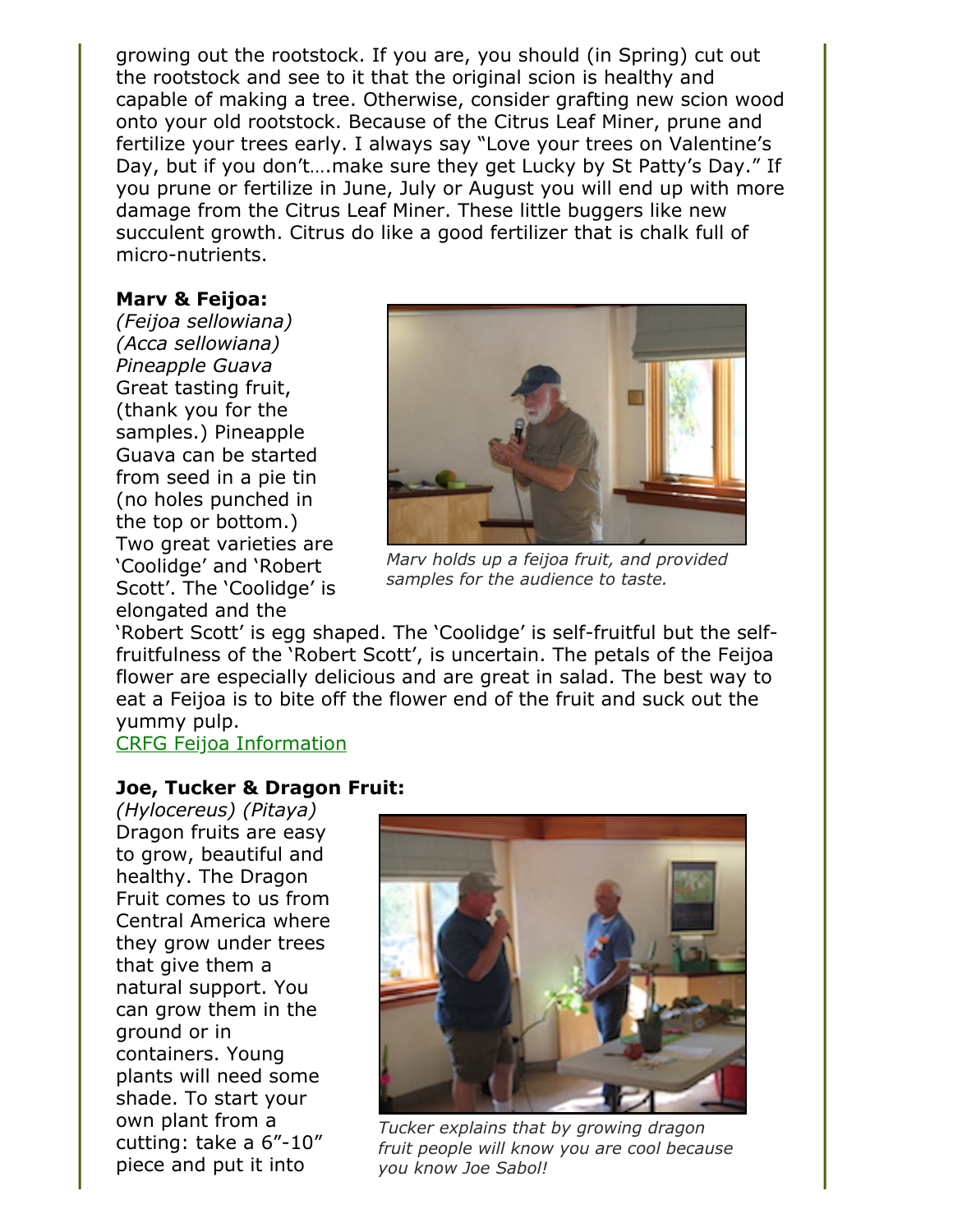growing out the rootstock. If you are, you should (in Spring) cut out the rootstock and see to it that the original scion is healthy and capable of making a tree. Otherwise, consider grafting new scion wood onto your old rootstock. Because of the Citrus Leaf Miner, prune and fertilize your trees early. I always say "Love your trees on Valentine's Day, but if you don't….make sure they get Lucky by St Patty's Day." If you prune or fertilize in June, July or August you will end up with more damage from the Citrus Leaf Miner. These little buggers like new succulent growth. Citrus do like a good fertilizer that is chalk full of micro-nutrients.

**Marv & Feijoa:**

*(Feijoa sellowiana)*
*(Acca sellowiana)*
*Pineapple Guava*

Great tasting fruit, (thank you for the samples.) Pineapple Guava can be started from seed in a pie tin (no holes punched in the top or bottom.) Two great varieties are 'Coolidge' and 'Robert Scott'. The 'Coolidge' is elongated and the 'Robert Scott' is egg shaped. The 'Coolidge' is self-fruitful but the self-fruitfulness of the 'Robert Scott', is uncertain. The petals of the Feijoa flower are especially delicious and are great in salad. The best way to eat a Feijoa is to bite off the flower end of the fruit and suck out the yummy pulp.

*Marv holds up a feijoa fruit, and provided samples for the audience to taste.*

CRFG Feijoa Information

**Joe, Tucker & Dragon Fruit:**

*(Hylocereus) (Pitaya)*

Dragon fruits are easy to grow, beautiful and healthy. The Dragon Fruit comes to us from Central America where they grow under trees that give them a natural support. You can grow them in the ground or in containers. Young plants will need some shade. To start your own plant from a cutting: take a 6"-10" piece and put it into

*Tucker explains that by growing dragon fruit people will know you are cool because you know Joe Sabol!*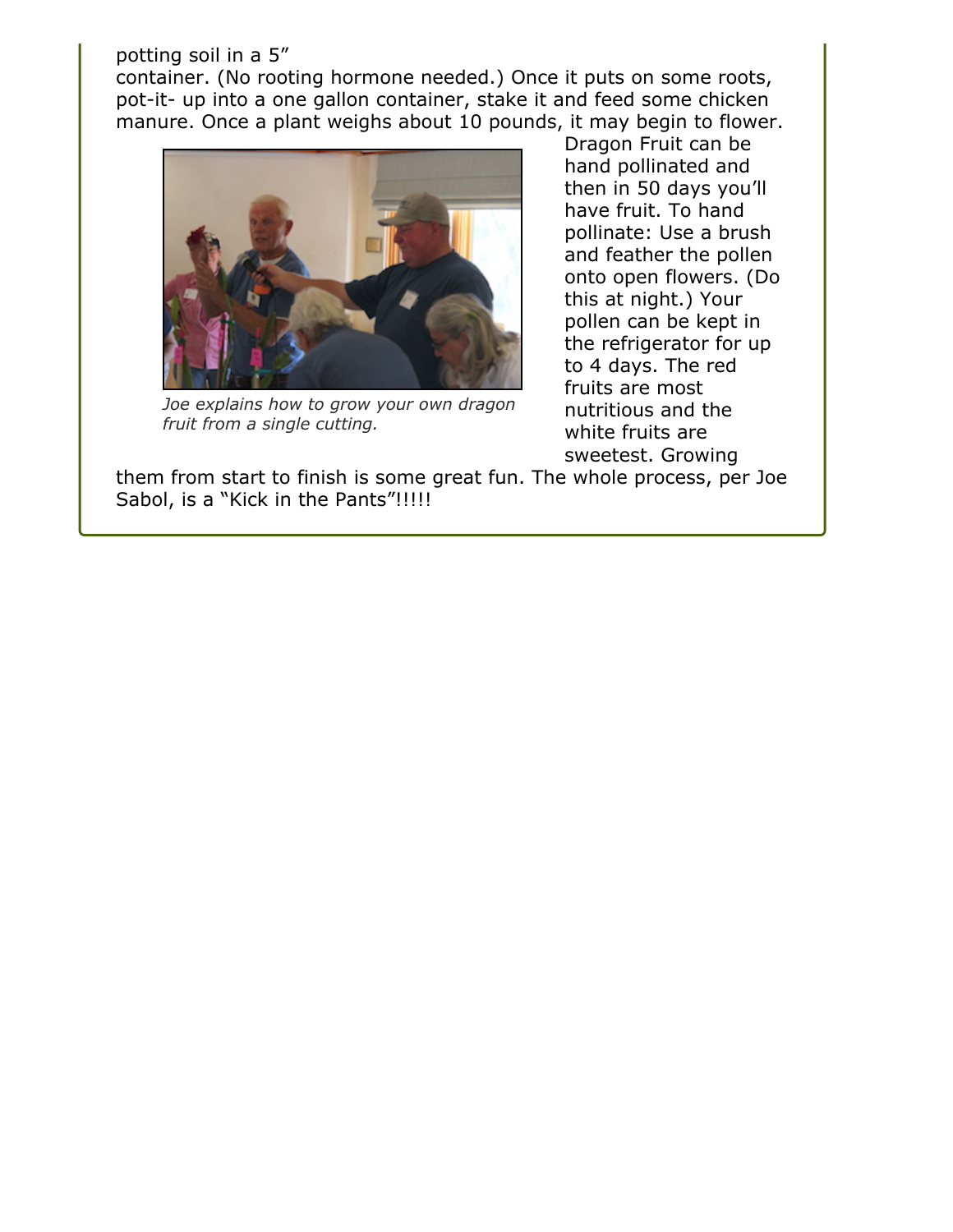potting soil in a 5" container. (No rooting hormone needed.) Once it puts on some roots, pot-it- up into a one gallon container, stake it and feed some chicken manure. Once a plant weighs about 10 pounds, it may begin to flower.

*Joe explains how to grow your own dragon fruit from a single cutting.*

Dragon Fruit can be hand pollinated and then in 50 days you'll have fruit. To hand pollinate: Use a brush and feather the pollen onto open flowers. (Do this at night.) Your pollen can be kept in the refrigerator for up to 4 days. The red fruits are most nutritious and the white fruits are sweetest. Growing them from start to finish is some great fun. The whole process, per Joe Sabol, is a "Kick in the Pants"!!!!!